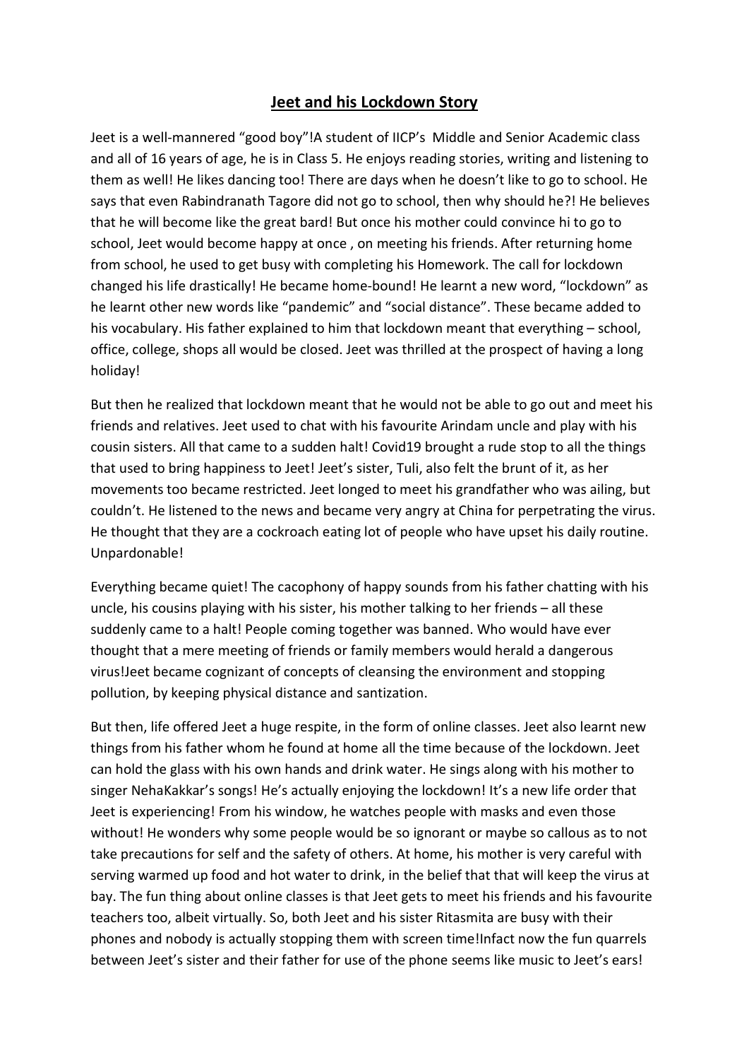# Jeet and his Lockdown Story

Jeet is a well-mannered "good boy"!A student of IICP's Middle and Senior Academic class and all of 16 years of age, he is in Class 5. He enjoys reading stories, writing and listening to them as well! He likes dancing too! There are days when he doesn't like to go to school. He says that even Rabindranath Tagore did not go to school, then why should he?! He believes that he will become like the great bard! But once his mother could convince hi to go to school, Jeet would become happy at once , on meeting his friends. After returning home from school, he used to get busy with completing his Homework. The call for lockdown changed his life drastically! He became home-bound! He learnt a new word, "lockdown" as he learnt other new words like "pandemic" and "social distance". These became added to his vocabulary. His father explained to him that lockdown meant that everything – school, office, college, shops all would be closed. Jeet was thrilled at the prospect of having a long holiday!

But then he realized that lockdown meant that he would not be able to go out and meet his friends and relatives. Jeet used to chat with his favourite Arindam uncle and play with his cousin sisters. All that came to a sudden halt! Covid19 brought a rude stop to all the things that used to bring happiness to Jeet! Jeet's sister, Tuli, also felt the brunt of it, as her movements too became restricted. Jeet longed to meet his grandfather who was ailing, but couldn't. He listened to the news and became very angry at China for perpetrating the virus. He thought that they are a cockroach eating lot of people who have upset his daily routine. Unpardonable!

Everything became quiet! The cacophony of happy sounds from his father chatting with his uncle, his cousins playing with his sister, his mother talking to her friends – all these suddenly came to a halt! People coming together was banned. Who would have ever thought that a mere meeting of friends or family members would herald a dangerous virus!Jeet became cognizant of concepts of cleansing the environment and stopping pollution, by keeping physical distance and santization.

But then, life offered Jeet a huge respite, in the form of online classes. Jeet also learnt new things from his father whom he found at home all the time because of the lockdown. Jeet can hold the glass with his own hands and drink water. He sings along with his mother to singer NehaKakkar's songs! He's actually enjoying the lockdown! It's a new life order that Jeet is experiencing! From his window, he watches people with masks and even those without! He wonders why some people would be so ignorant or maybe so callous as to not take precautions for self and the safety of others. At home, his mother is very careful with serving warmed up food and hot water to drink, in the belief that that will keep the virus at bay. The fun thing about online classes is that Jeet gets to meet his friends and his favourite teachers too, albeit virtually. So, both Jeet and his sister Ritasmita are busy with their phones and nobody is actually stopping them with screen time!Infact now the fun quarrels between Jeet's sister and their father for use of the phone seems like music to Jeet's ears!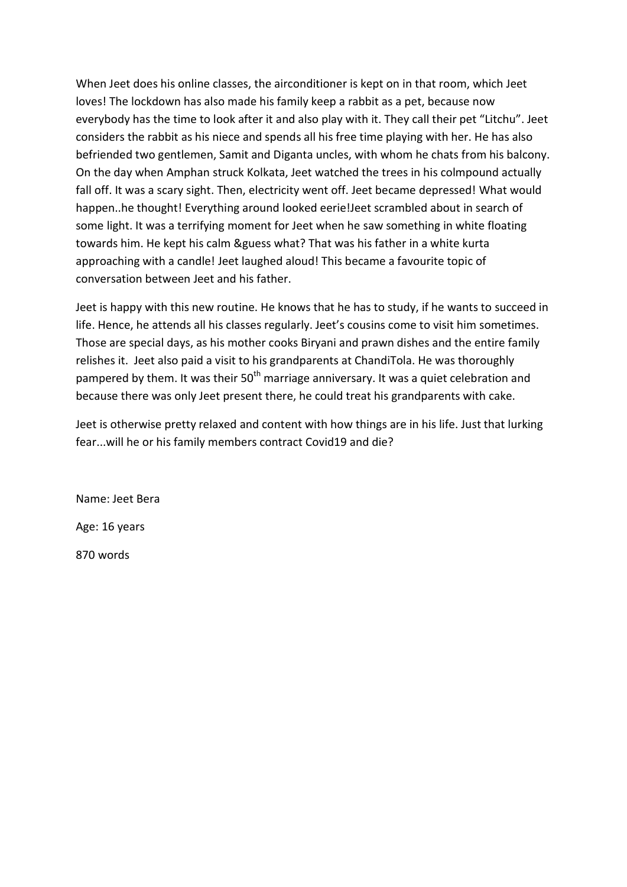When Jeet does his online classes, the airconditioner is kept on in that room, which Jeet loves! The lockdown has also made his family keep a rabbit as a pet, because now everybody has the time to look after it and also play with it. They call their pet "Litchu". Jeet considers the rabbit as his niece and spends all his free time playing with her. He has also befriended two gentlemen, Samit and Diganta uncles, with whom he chats from his balcony. On the day when Amphan struck Kolkata, Jeet watched the trees in his colmpound actually fall off. It was a scary sight. Then, electricity went off. Jeet became depressed! What would happen..he thought! Everything around looked eerie!Jeet scrambled about in search of some light. It was a terrifying moment for Jeet when he saw something in white floating towards him. He kept his calm &guess what? That was his father in a white kurta approaching with a candle! Jeet laughed aloud! This became a favourite topic of conversation between Jeet and his father.

Jeet is happy with this new routine. He knows that he has to study, if he wants to succeed in life. Hence, he attends all his classes regularly. Jeet's cousins come to visit him sometimes. Those are special days, as his mother cooks Biryani and prawn dishes and the entire family relishes it. Jeet also paid a visit to his grandparents at ChandiTola. He was thoroughly pampered by them. It was their 50th marriage anniversary. It was a quiet celebration and because there was only Jeet present there, he could treat his grandparents with cake.

Jeet is otherwise pretty relaxed and content with how things are in his life. Just that lurking fear...will he or his family members contract Covid19 and die?

Name: Jeet Bera

Age: 16 years

870 words